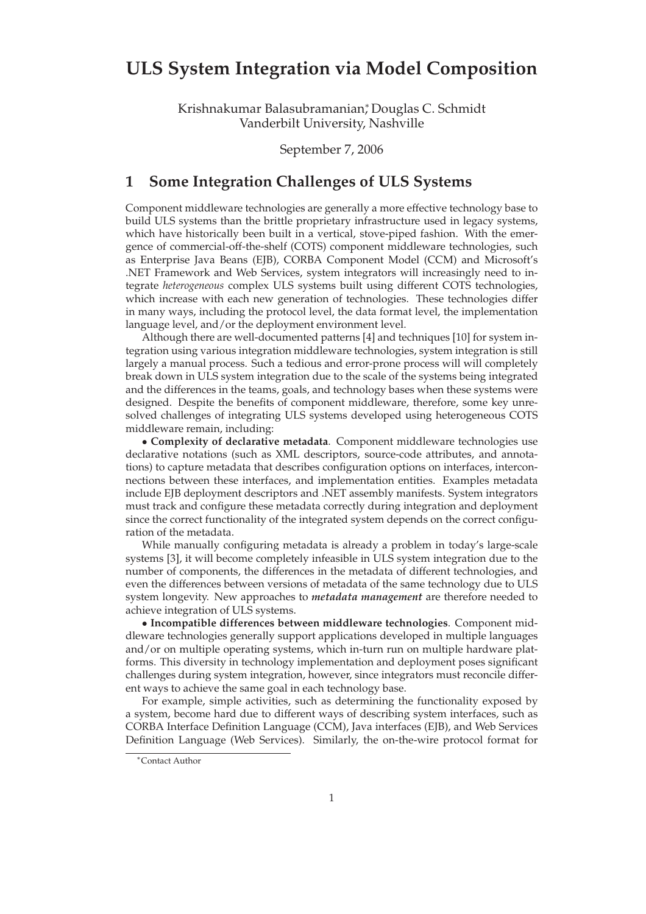# ULS System Integration via Model Composition

Krishnakumar Balasubramanian[*], Douglas C. Schmidt
Vanderbilt University, Nashville

September 7, 2006

## 1 Some Integration Challenges of ULS Systems

Component middleware technologies are generally a more effective technology base to build ULS systems than the brittle proprietary infrastructure used in legacy systems, which have historically been built in a vertical, stove-piped fashion. With the emergence of commercial-off-the-shelf (COTS) component middleware technologies, such as Enterprise Java Beans (EJB), CORBA Component Model (CCM) and Microsoft's .NET Framework and Web Services, system integrators will increasingly need to integrate *heterogeneous* complex ULS systems built using different COTS technologies, which increase with each new generation of technologies. These technologies differ in many ways, including the protocol level, the data format level, the implementation language level, and/or the deployment environment level.

Although there are well-documented patterns [4] and techniques [10] for system integration using various integration middleware technologies, system integration is still largely a manual process. Such a tedious and error-prone process will will completely break down in ULS system integration due to the scale of the systems being integrated and the differences in the teams, goals, and technology bases when these systems were designed. Despite the benefits of component middleware, therefore, some key unresolved challenges of integrating ULS systems developed using heterogeneous COTS middleware remain, including:

• **Complexity of declarative metadata**. Component middleware technologies use declarative notations (such as XML descriptors, source-code attributes, and annotations) to capture metadata that describes configuration options on interfaces, interconnections between these interfaces, and implementation entities. Examples metadata include EJB deployment descriptors and .NET assembly manifests. System integrators must track and configure these metadata correctly during integration and deployment since the correct functionality of the integrated system depends on the correct configuration of the metadata.

While manually configuring metadata is already a problem in today's large-scale systems [3], it will become completely infeasible in ULS system integration due to the number of components, the differences in the metadata of different technologies, and even the differences between versions of metadata of the same technology due to ULS system longevity. New approaches to ***metadata management*** are therefore needed to achieve integration of ULS systems.

• **Incompatible differences between middleware technologies**. Component middleware technologies generally support applications developed in multiple languages and/or on multiple operating systems, which in-turn run on multiple hardware platforms. This diversity in technology implementation and deployment poses significant challenges during system integration, however, since integrators must reconcile different ways to achieve the same goal in each technology base.

For example, simple activities, such as determining the functionality exposed by a system, become hard due to different ways of describing system interfaces, such as CORBA Interface Definition Language (CCM), Java interfaces (EJB), and Web Services Definition Language (Web Services). Similarly, the on-the-wire protocol format for

[*] Contact Author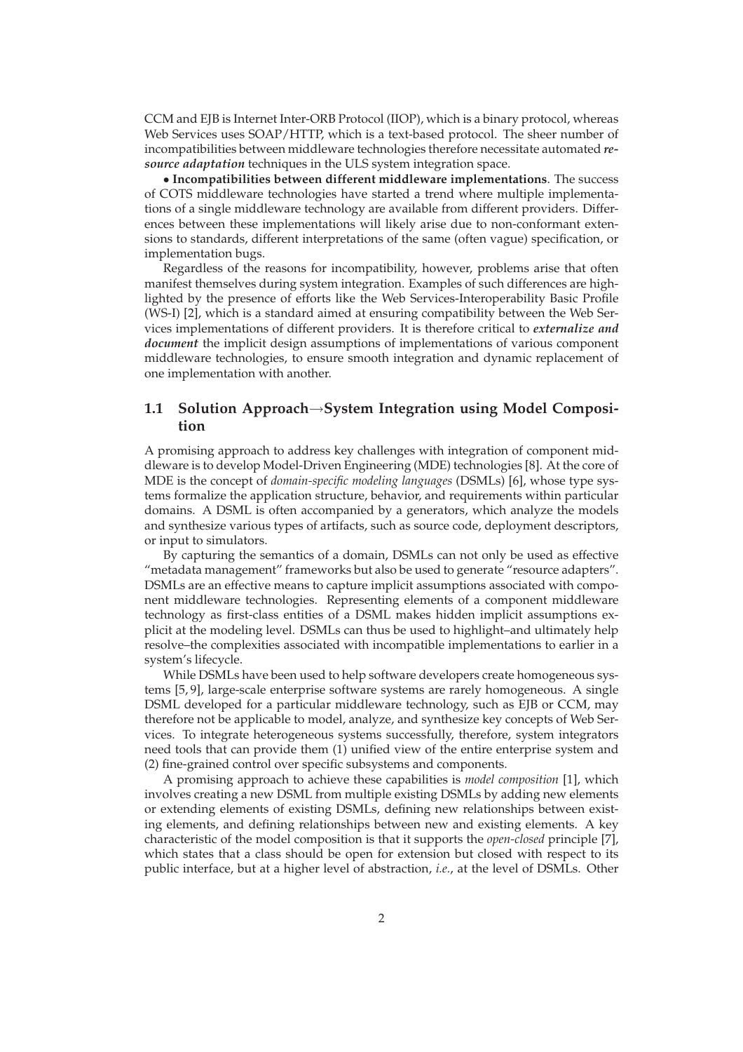CCM and EJB is Internet Inter-ORB Protocol (IIOP), which is a binary protocol, whereas Web Services uses SOAP/HTTP, which is a text-based protocol. The sheer number of incompatibilities between middleware technologies therefore necessitate automated ***resource adaptation*** techniques in the ULS system integration space.

• **Incompatibilities between different middleware implementations**. The success of COTS middleware technologies have started a trend where multiple implementations of a single middleware technology are available from different providers. Differences between these implementations will likely arise due to non-conformant extensions to standards, different interpretations of the same (often vague) specification, or implementation bugs.

Regardless of the reasons for incompatibility, however, problems arise that often manifest themselves during system integration. Examples of such differences are highlighted by the presence of efforts like the Web Services-Interoperability Basic Profile (WS-I) [2], which is a standard aimed at ensuring compatibility between the Web Services implementations of different providers. It is therefore critical to ***externalize and document*** the implicit design assumptions of implementations of various component middleware technologies, to ensure smooth integration and dynamic replacement of one implementation with another.

## 1.1 Solution Approach→System Integration using Model Composition

A promising approach to address key challenges with integration of component middleware is to develop Model-Driven Engineering (MDE) technologies [8]. At the core of MDE is the concept of *domain-specific modeling languages* (DSMLs) [6], whose type systems formalize the application structure, behavior, and requirements within particular domains. A DSML is often accompanied by a generators, which analyze the models and synthesize various types of artifacts, such as source code, deployment descriptors, or input to simulators.

By capturing the semantics of a domain, DSMLs can not only be used as effective "metadata management" frameworks but also be used to generate "resource adapters". DSMLs are an effective means to capture implicit assumptions associated with component middleware technologies. Representing elements of a component middleware technology as first-class entities of a DSML makes hidden implicit assumptions explicit at the modeling level. DSMLs can thus be used to highlight–and ultimately help resolve–the complexities associated with incompatible implementations to earlier in a system's lifecycle.

While DSMLs have been used to help software developers create homogeneous systems [5, 9], large-scale enterprise software systems are rarely homogeneous. A single DSML developed for a particular middleware technology, such as EJB or CCM, may therefore not be applicable to model, analyze, and synthesize key concepts of Web Services. To integrate heterogeneous systems successfully, therefore, system integrators need tools that can provide them (1) unified view of the entire enterprise system and (2) fine-grained control over specific subsystems and components.

A promising approach to achieve these capabilities is *model composition* [1], which involves creating a new DSML from multiple existing DSMLs by adding new elements or extending elements of existing DSMLs, defining new relationships between existing elements, and defining relationships between new and existing elements. A key characteristic of the model composition is that it supports the *open-closed* principle [7], which states that a class should be open for extension but closed with respect to its public interface, but at a higher level of abstraction, *i.e.*, at the level of DSMLs. Other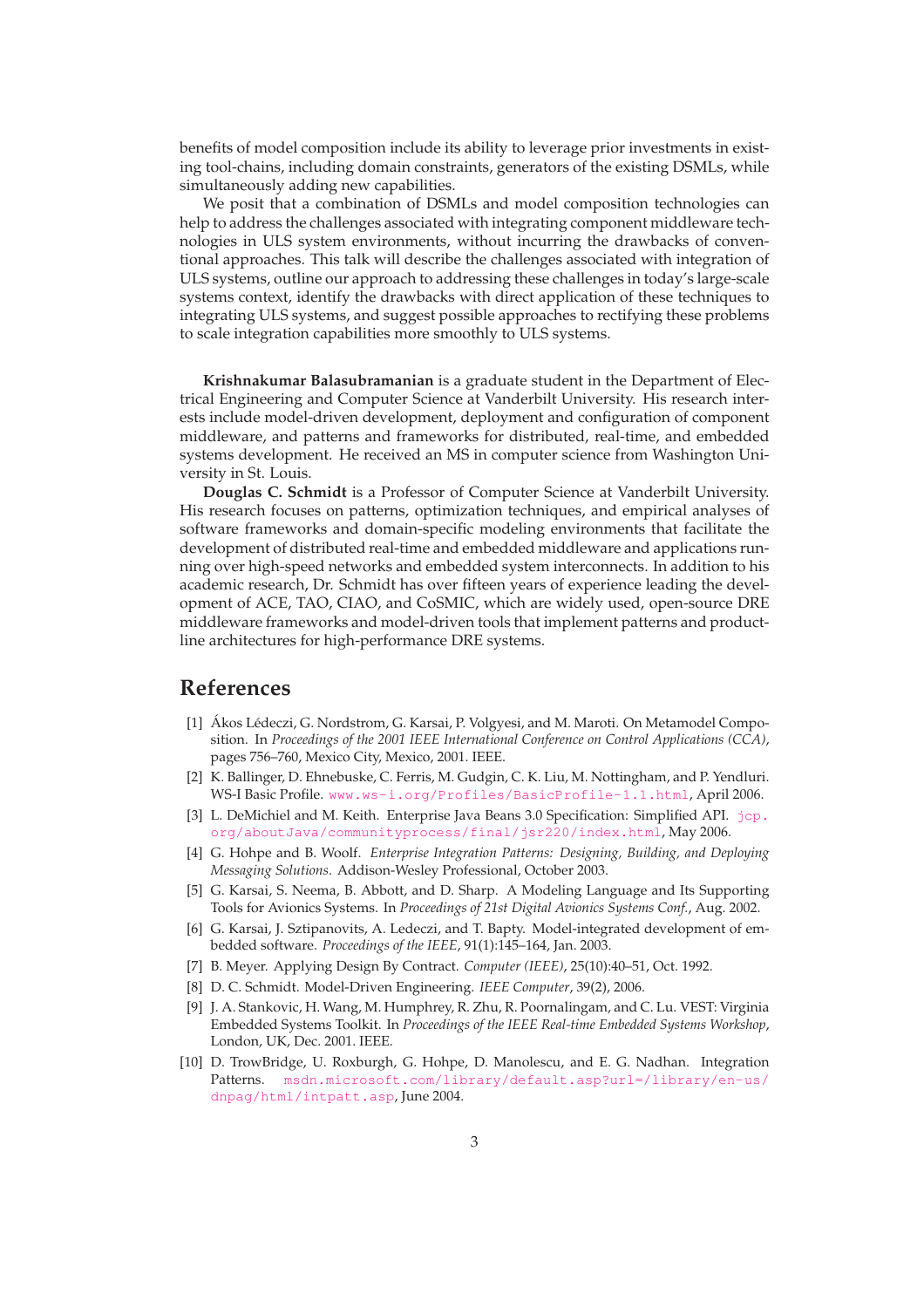benefits of model composition include its ability to leverage prior investments in existing tool-chains, including domain constraints, generators of the existing DSMLs, while simultaneously adding new capabilities.

We posit that a combination of DSMLs and model composition technologies can help to address the challenges associated with integrating component middleware technologies in ULS system environments, without incurring the drawbacks of conventional approaches. This talk will describe the challenges associated with integration of ULS systems, outline our approach to addressing these challenges in today's large-scale systems context, identify the drawbacks with direct application of these techniques to integrating ULS systems, and suggest possible approaches to rectifying these problems to scale integration capabilities more smoothly to ULS systems.

**Krishnakumar Balasubramanian** is a graduate student in the Department of Electrical Engineering and Computer Science at Vanderbilt University. His research interests include model-driven development, deployment and configuration of component middleware, and patterns and frameworks for distributed, real-time, and embedded systems development. He received an MS in computer science from Washington University in St. Louis.

**Douglas C. Schmidt** is a Professor of Computer Science at Vanderbilt University. His research focuses on patterns, optimization techniques, and empirical analyses of software frameworks and domain-specific modeling environments that facilitate the development of distributed real-time and embedded middleware and applications running over high-speed networks and embedded system interconnects. In addition to his academic research, Dr. Schmidt has over fifteen years of experience leading the development of ACE, TAO, CIAO, and CoSMIC, which are widely used, open-source DRE middleware frameworks and model-driven tools that implement patterns and product-line architectures for high-performance DRE systems.

## References

[1] Ákos Lédeczi, G. Nordstrom, G. Karsai, P. Volgyesi, and M. Maroti. On Metamodel Composition. In *Proceedings of the 2001 IEEE International Conference on Control Applications (CCA)*, pages 756–760, Mexico City, Mexico, 2001. IEEE.

[2] K. Ballinger, D. Ehnebuske, C. Ferris, M. Gudgin, C. K. Liu, M. Nottingham, and P. Yendluri. WS-I Basic Profile. www.ws-i.org/Profiles/BasicProfile-1.1.html, April 2006.

[3] L. DeMichiel and M. Keith. Enterprise Java Beans 3.0 Specification: Simplified API. jcp.org/aboutJava/communityprocess/final/jsr220/index.html, May 2006.

[4] G. Hohpe and B. Woolf. *Enterprise Integration Patterns: Designing, Building, and Deploying Messaging Solutions*. Addison-Wesley Professional, October 2003.

[5] G. Karsai, S. Neema, B. Abbott, and D. Sharp. A Modeling Language and Its Supporting Tools for Avionics Systems. In *Proceedings of 21st Digital Avionics Systems Conf.*, Aug. 2002.

[6] G. Karsai, J. Sztipanovits, A. Ledeczi, and T. Bapty. Model-integrated development of embedded software. *Proceedings of the IEEE*, 91(1):145–164, Jan. 2003.

[7] B. Meyer. Applying Design By Contract. *Computer (IEEE)*, 25(10):40–51, Oct. 1992.

[8] D. C. Schmidt. Model-Driven Engineering. *IEEE Computer*, 39(2), 2006.

[9] J. A. Stankovic, H. Wang, M. Humphrey, R. Zhu, R. Poornalingam, and C. Lu. VEST: Virginia Embedded Systems Toolkit. In *Proceedings of the IEEE Real-time Embedded Systems Workshop*, London, UK, Dec. 2001. IEEE.

[10] D. TrowBridge, U. Roxburgh, G. Hohpe, D. Manolescu, and E. G. Nadhan. Integration Patterns. msdn.microsoft.com/library/default.asp?url=/library/en-us/dnpag/html/intpatt.asp, June 2004.